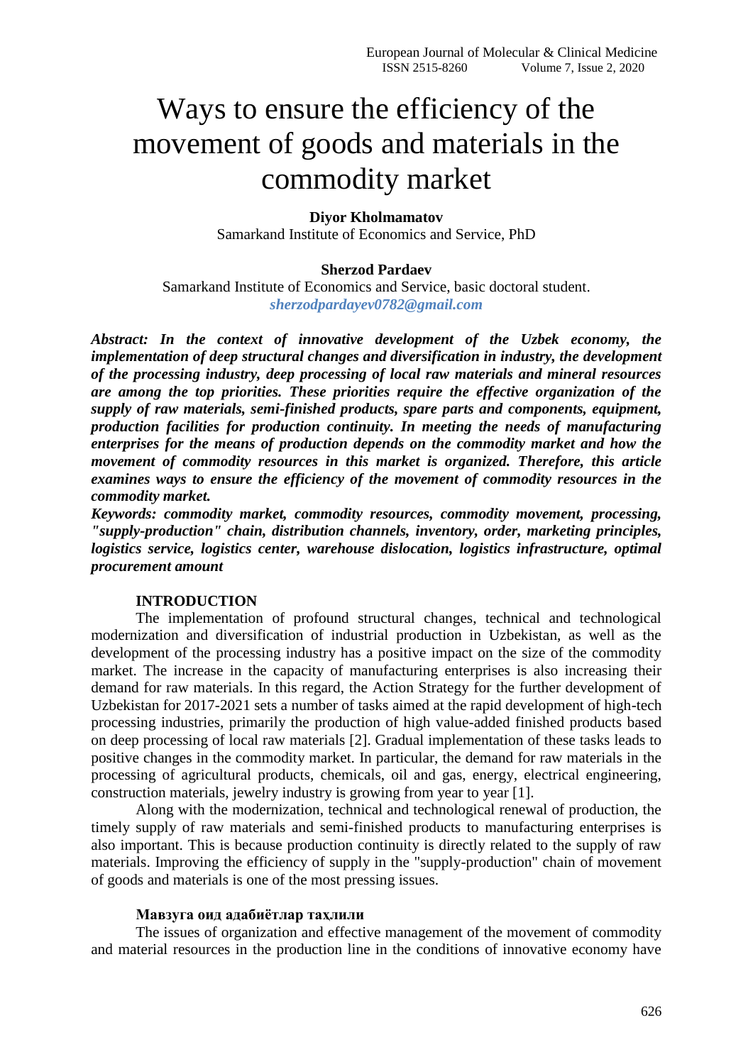# Ways to ensure the efficiency of the movement of goods and materials in the commodity market

**Diyor Kholmamatov**
Samarkand Institute of Economics and Service, PhD

**Sherzod Pardaev**
Samarkand Institute of Economics and Service, basic doctoral student.
*sherzodpardayev0782@gmail.com*

***Abstract: In the context of innovative development of the Uzbek economy, the implementation of deep structural changes and diversification in industry, the development of the processing industry, deep processing of local raw materials and mineral resources are among the top priorities. These priorities require the effective organization of the supply of raw materials, semi-finished products, spare parts and components, equipment, production facilities for production continuity. In meeting the needs of manufacturing enterprises for the means of production depends on the commodity market and how the movement of commodity resources in this market is organized. Therefore, this article examines ways to ensure the efficiency of the movement of commodity resources in the commodity market.***

***Keywords: commodity market, commodity resources, commodity movement, processing, "supply-production" chain, distribution channels, inventory, order, marketing principles, logistics service, logistics center, warehouse dislocation, logistics infrastructure, optimal procurement amount***

## INTRODUCTION

The implementation of profound structural changes, technical and technological modernization and diversification of industrial production in Uzbekistan, as well as the development of the processing industry has a positive impact on the size of the commodity market. The increase in the capacity of manufacturing enterprises is also increasing their demand for raw materials. In this regard, the Action Strategy for the further development of Uzbekistan for 2017-2021 sets a number of tasks aimed at the rapid development of high-tech processing industries, primarily the production of high value-added finished products based on deep processing of local raw materials [2]. Gradual implementation of these tasks leads to positive changes in the commodity market. In particular, the demand for raw materials in the processing of agricultural products, chemicals, oil and gas, energy, electrical engineering, construction materials, jewelry industry is growing from year to year [1].

Along with the modernization, technical and technological renewal of production, the timely supply of raw materials and semi-finished products to manufacturing enterprises is also important. This is because production continuity is directly related to the supply of raw materials. Improving the efficiency of supply in the "supply-production" chain of movement of goods and materials is one of the most pressing issues.

## Мавзуга оид адабиётлар таҳлили

The issues of organization and effective management of the movement of commodity and material resources in the production line in the conditions of innovative economy have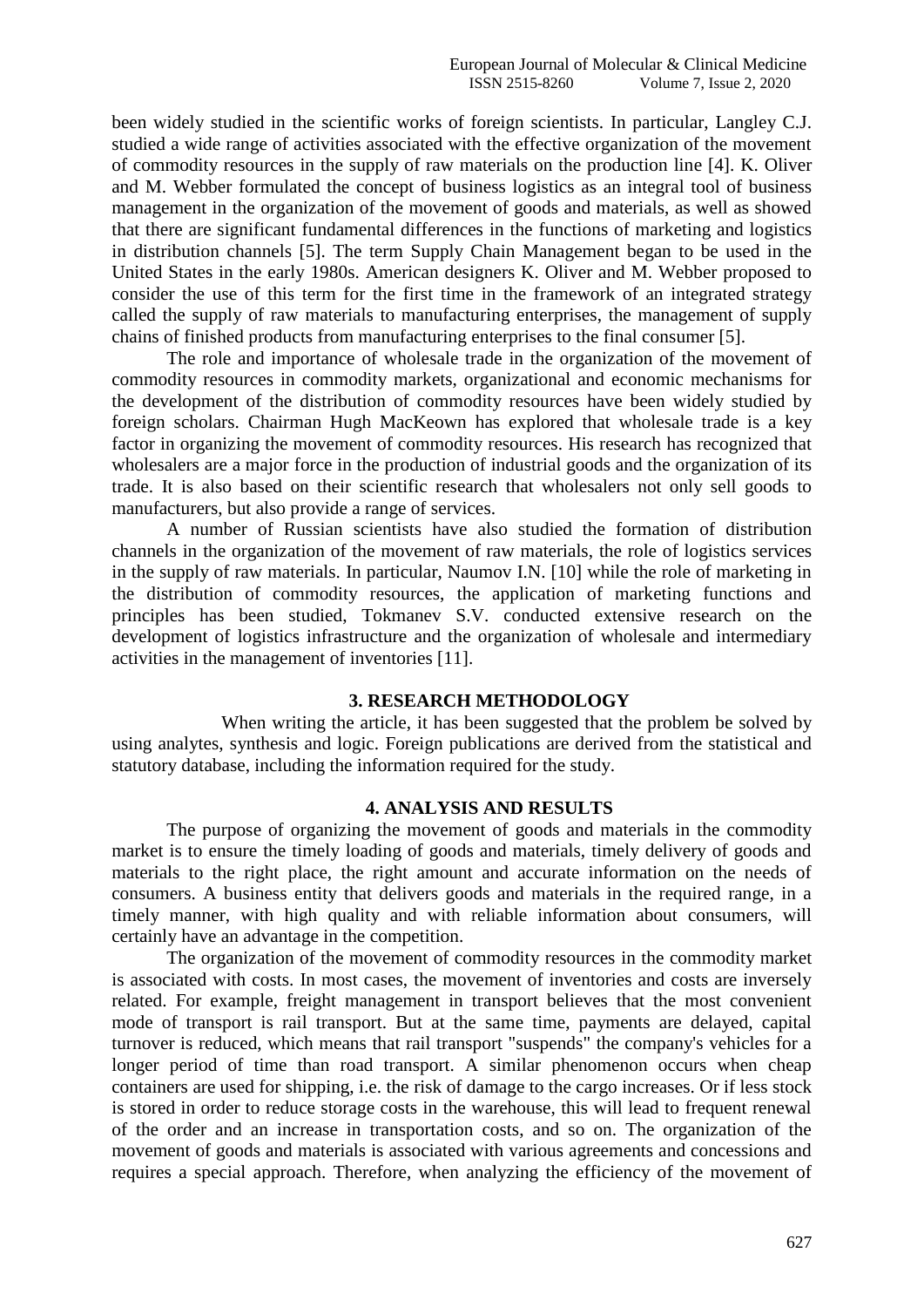been widely studied in the scientific works of foreign scientists. In particular, Langley C.J. studied a wide range of activities associated with the effective organization of the movement of commodity resources in the supply of raw materials on the production line [4]. K. Oliver and M. Webber formulated the concept of business logistics as an integral tool of business management in the organization of the movement of goods and materials, as well as showed that there are significant fundamental differences in the functions of marketing and logistics in distribution channels [5]. The term Supply Chain Management began to be used in the United States in the early 1980s. American designers K. Oliver and M. Webber proposed to consider the use of this term for the first time in the framework of an integrated strategy called the supply of raw materials to manufacturing enterprises, the management of supply chains of finished products from manufacturing enterprises to the final consumer [5].

The role and importance of wholesale trade in the organization of the movement of commodity resources in commodity markets, organizational and economic mechanisms for the development of the distribution of commodity resources have been widely studied by foreign scholars. Chairman Hugh MacKeown has explored that wholesale trade is a key factor in organizing the movement of commodity resources. His research has recognized that wholesalers are a major force in the production of industrial goods and the organization of its trade. It is also based on their scientific research that wholesalers not only sell goods to manufacturers, but also provide a range of services.

A number of Russian scientists have also studied the formation of distribution channels in the organization of the movement of raw materials, the role of logistics services in the supply of raw materials. In particular, Naumov I.N. [10] while the role of marketing in the distribution of commodity resources, the application of marketing functions and principles has been studied, Tokmanev S.V. conducted extensive research on the development of logistics infrastructure and the organization of wholesale and intermediary activities in the management of inventories [11].

## 3. RESEARCH METHODOLOGY

When writing the article, it has been suggested that the problem be solved by using analytes, synthesis and logic. Foreign publications are derived from the statistical and statutory database, including the information required for the study.

## 4. ANALYSIS AND RESULTS

The purpose of organizing the movement of goods and materials in the commodity market is to ensure the timely loading of goods and materials, timely delivery of goods and materials to the right place, the right amount and accurate information on the needs of consumers. A business entity that delivers goods and materials in the required range, in a timely manner, with high quality and with reliable information about consumers, will certainly have an advantage in the competition.

The organization of the movement of commodity resources in the commodity market is associated with costs. In most cases, the movement of inventories and costs are inversely related. For example, freight management in transport believes that the most convenient mode of transport is rail transport. But at the same time, payments are delayed, capital turnover is reduced, which means that rail transport "suspends" the company's vehicles for a longer period of time than road transport. A similar phenomenon occurs when cheap containers are used for shipping, i.e. the risk of damage to the cargo increases. Or if less stock is stored in order to reduce storage costs in the warehouse, this will lead to frequent renewal of the order and an increase in transportation costs, and so on. The organization of the movement of goods and materials is associated with various agreements and concessions and requires a special approach. Therefore, when analyzing the efficiency of the movement of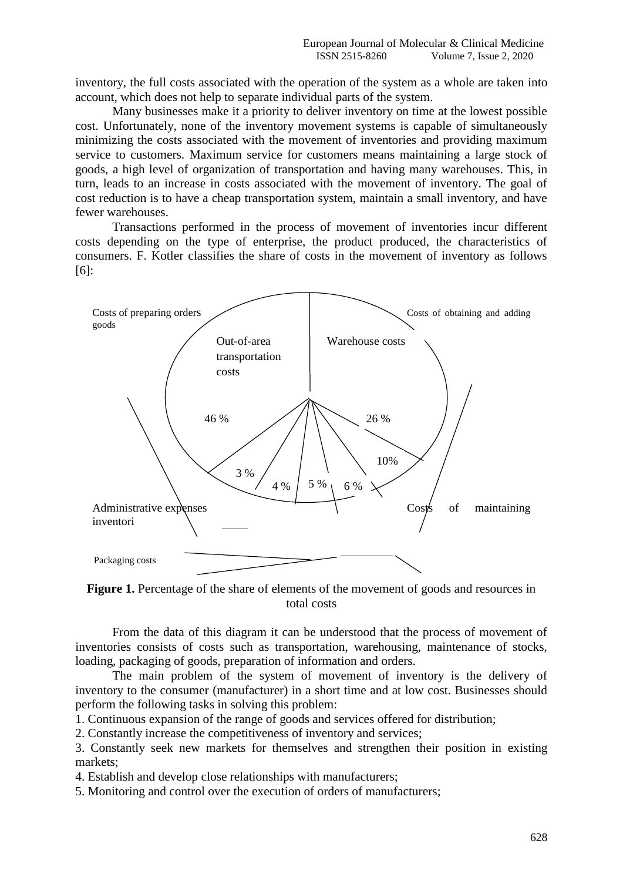inventory, the full costs associated with the operation of the system as a whole are taken into account, which does not help to separate individual parts of the system.

Many businesses make it a priority to deliver inventory on time at the lowest possible cost. Unfortunately, none of the inventory movement systems is capable of simultaneously minimizing the costs associated with the movement of inventories and providing maximum service to customers. Maximum service for customers means maintaining a large stock of goods, a high level of organization of transportation and having many warehouses. This, in turn, leads to an increase in costs associated with the movement of inventory. The goal of cost reduction is to have a cheap transportation system, maintain a small inventory, and have fewer warehouses.

Transactions performed in the process of movement of inventories incur different costs depending on the type of enterprise, the product produced, the characteristics of consumers. F. Kotler classifies the share of costs in the movement of inventory as follows [6]:

Costs of preparing orders goods

Costs of obtaining and adding

Out-of-area transportation costs

Warehouse costs

46 %

26 %

10%

3 %

4 %

5 %

6 %

Administrative expenses

Costs of maintaining inventori

Packaging costs

**Figure 1.** Percentage of the share of elements of the movement of goods and resources in total costs

From the data of this diagram it can be understood that the process of movement of inventories consists of costs such as transportation, warehousing, maintenance of stocks, loading, packaging of goods, preparation of information and orders.

The main problem of the system of movement of inventory is the delivery of inventory to the consumer (manufacturer) in a short time and at low cost. Businesses should perform the following tasks in solving this problem:

1. Continuous expansion of the range of goods and services offered for distribution;
2. Constantly increase the competitiveness of inventory and services;
3. Constantly seek new markets for themselves and strengthen their position in existing markets;
4. Establish and develop close relationships with manufacturers;
5. Monitoring and control over the execution of orders of manufacturers;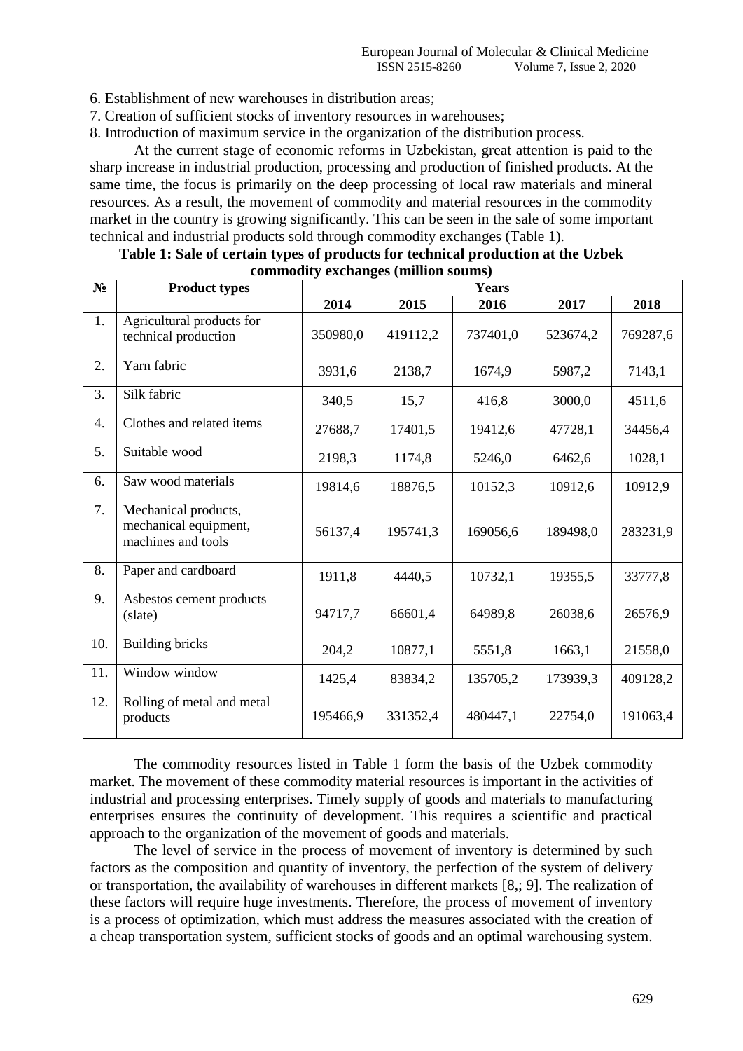6. Establishment of new warehouses in distribution areas;
7. Creation of sufficient stocks of inventory resources in warehouses;
8. Introduction of maximum service in the organization of the distribution process.

At the current stage of economic reforms in Uzbekistan, great attention is paid to the sharp increase in industrial production, processing and production of finished products. At the same time, the focus is primarily on the deep processing of local raw materials and mineral resources. As a result, the movement of commodity and material resources in the commodity market in the country is growing significantly. This can be seen in the sale of some important technical and industrial products sold through commodity exchanges (Table 1).

**Table 1: Sale of certain types of products for technical production at the Uzbek commodity exchanges (million soums)**

| № | Product types | Years | | | | |
|---|---|---|---|---|---|---|
| | | **2014** | **2015** | **2016** | **2017** | **2018** |
| 1. | Agricultural products for technical production | 350980,0 | 419112,2 | 737401,0 | 523674,2 | 769287,6 |
| 2. | Yarn fabric | 3931,6 | 2138,7 | 1674,9 | 5987,2 | 7143,1 |
| 3. | Silk fabric | 340,5 | 15,7 | 416,8 | 3000,0 | 4511,6 |
| 4. | Clothes and related items | 27688,7 | 17401,5 | 19412,6 | 47728,1 | 34456,4 |
| 5. | Suitable wood | 2198,3 | 1174,8 | 5246,0 | 6462,6 | 1028,1 |
| 6. | Saw wood materials | 19814,6 | 18876,5 | 10152,3 | 10912,6 | 10912,9 |
| 7. | Mechanical products, mechanical equipment, machines and tools | 56137,4 | 195741,3 | 169056,6 | 189498,0 | 283231,9 |
| 8. | Paper and cardboard | 1911,8 | 4440,5 | 10732,1 | 19355,5 | 33777,8 |
| 9. | Asbestos cement products (slate) | 94717,7 | 66601,4 | 64989,8 | 26038,6 | 26576,9 |
| 10. | Building bricks | 204,2 | 10877,1 | 5551,8 | 1663,1 | 21558,0 |
| 11. | Window window | 1425,4 | 83834,2 | 135705,2 | 173939,3 | 409128,2 |
| 12. | Rolling of metal and metal products | 195466,9 | 331352,4 | 480447,1 | 22754,0 | 191063,4 |

The commodity resources listed in Table 1 form the basis of the Uzbek commodity market. The movement of these commodity material resources is important in the activities of industrial and processing enterprises. Timely supply of goods and materials to manufacturing enterprises ensures the continuity of development. This requires a scientific and practical approach to the organization of the movement of goods and materials.

The level of service in the process of movement of inventory is determined by such factors as the composition and quantity of inventory, the perfection of the system of delivery or transportation, the availability of warehouses in different markets [8,; 9]. The realization of these factors will require huge investments. Therefore, the process of movement of inventory is a process of optimization, which must address the measures associated with the creation of a cheap transportation system, sufficient stocks of goods and an optimal warehousing system.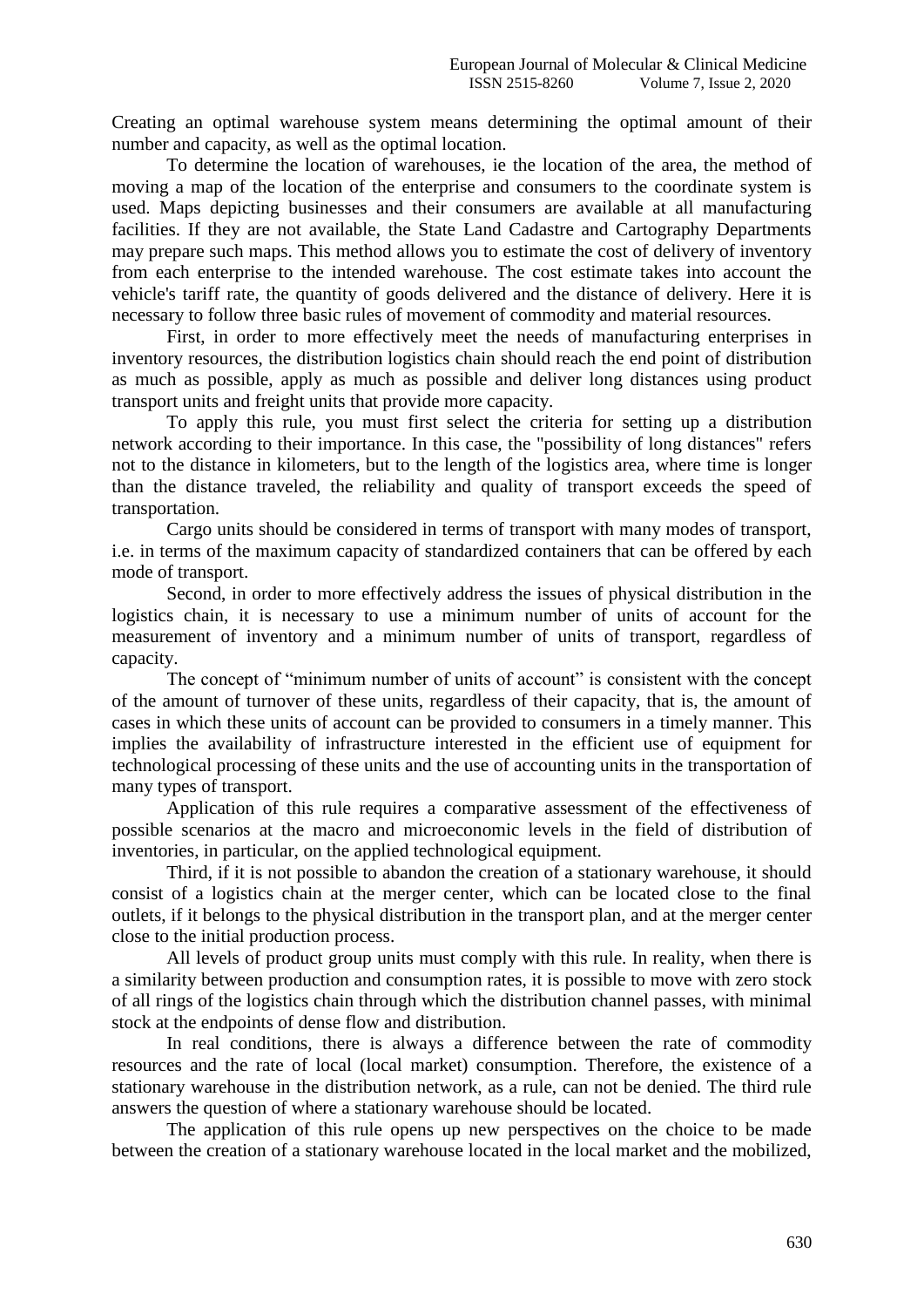Creating an optimal warehouse system means determining the optimal amount of their number and capacity, as well as the optimal location.

To determine the location of warehouses, ie the location of the area, the method of moving a map of the location of the enterprise and consumers to the coordinate system is used. Maps depicting businesses and their consumers are available at all manufacturing facilities. If they are not available, the State Land Cadastre and Cartography Departments may prepare such maps. This method allows you to estimate the cost of delivery of inventory from each enterprise to the intended warehouse. The cost estimate takes into account the vehicle's tariff rate, the quantity of goods delivered and the distance of delivery. Here it is necessary to follow three basic rules of movement of commodity and material resources.

First, in order to more effectively meet the needs of manufacturing enterprises in inventory resources, the distribution logistics chain should reach the end point of distribution as much as possible, apply as much as possible and deliver long distances using product transport units and freight units that provide more capacity.

To apply this rule, you must first select the criteria for setting up a distribution network according to their importance. In this case, the "possibility of long distances" refers not to the distance in kilometers, but to the length of the logistics area, where time is longer than the distance traveled, the reliability and quality of transport exceeds the speed of transportation.

Cargo units should be considered in terms of transport with many modes of transport, i.e. in terms of the maximum capacity of standardized containers that can be offered by each mode of transport.

Second, in order to more effectively address the issues of physical distribution in the logistics chain, it is necessary to use a minimum number of units of account for the measurement of inventory and a minimum number of units of transport, regardless of capacity.

The concept of "minimum number of units of account" is consistent with the concept of the amount of turnover of these units, regardless of their capacity, that is, the amount of cases in which these units of account can be provided to consumers in a timely manner. This implies the availability of infrastructure interested in the efficient use of equipment for technological processing of these units and the use of accounting units in the transportation of many types of transport.

Application of this rule requires a comparative assessment of the effectiveness of possible scenarios at the macro and microeconomic levels in the field of distribution of inventories, in particular, on the applied technological equipment.

Third, if it is not possible to abandon the creation of a stationary warehouse, it should consist of a logistics chain at the merger center, which can be located close to the final outlets, if it belongs to the physical distribution in the transport plan, and at the merger center close to the initial production process.

All levels of product group units must comply with this rule. In reality, when there is a similarity between production and consumption rates, it is possible to move with zero stock of all rings of the logistics chain through which the distribution channel passes, with minimal stock at the endpoints of dense flow and distribution.

In real conditions, there is always a difference between the rate of commodity resources and the rate of local (local market) consumption. Therefore, the existence of a stationary warehouse in the distribution network, as a rule, can not be denied. The third rule answers the question of where a stationary warehouse should be located.

The application of this rule opens up new perspectives on the choice to be made between the creation of a stationary warehouse located in the local market and the mobilized,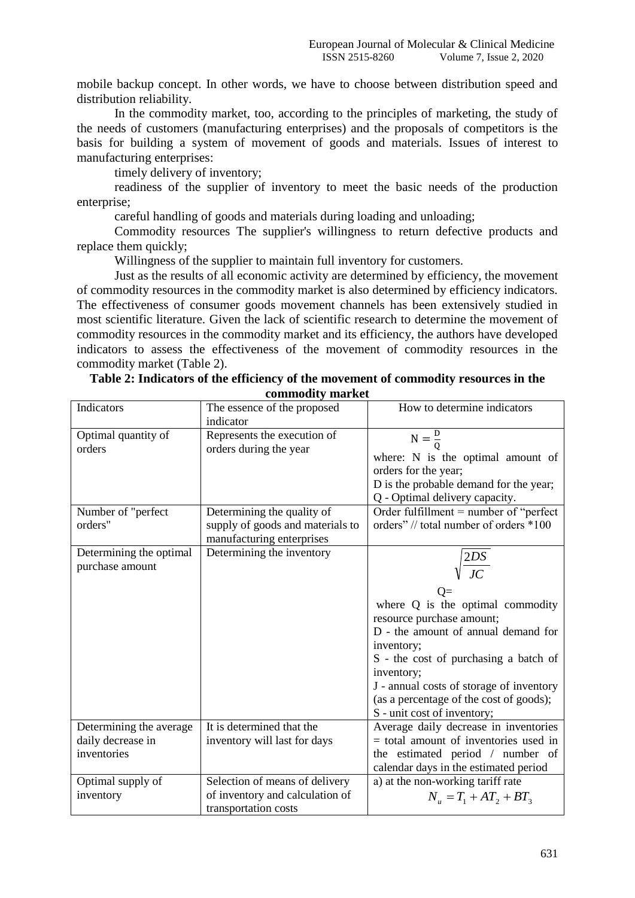mobile backup concept. In other words, we have to choose between distribution speed and distribution reliability.

In the commodity market, too, according to the principles of marketing, the study of the needs of customers (manufacturing enterprises) and the proposals of competitors is the basis for building a system of movement of goods and materials. Issues of interest to manufacturing enterprises:

timely delivery of inventory;

readiness of the supplier of inventory to meet the basic needs of the production enterprise;

careful handling of goods and materials during loading and unloading;

Commodity resources The supplier's willingness to return defective products and replace them quickly;

Willingness of the supplier to maintain full inventory for customers.

Just as the results of all economic activity are determined by efficiency, the movement of commodity resources in the commodity market is also determined by efficiency indicators. The effectiveness of consumer goods movement channels has been extensively studied in most scientific literature. Given the lack of scientific research to determine the movement of commodity resources in the commodity market and its efficiency, the authors have developed indicators to assess the effectiveness of the movement of commodity resources in the commodity market (Table 2).

**Table 2: Indicators of the efficiency of the movement of commodity resources in the commodity market**

| Indicators | The essence of the proposed indicator | How to determine indicators |
|---|---|---|
| Optimal quantity of orders | Represents the execution of orders during the year | $N = \frac{D}{Q}$<br>where: N is the optimal amount of orders for the year;<br>D is the probable demand for the year;<br>Q - Optimal delivery capacity. |
| Number of "perfect orders" | Determining the quality of supply of goods and materials to manufacturing enterprises | Order fulfillment = number of "perfect orders" // total number of orders *100 |
| Determining the optimal purchase amount | Determining the inventory | $Q = \sqrt{\frac{2DS}{JC}}$<br>where Q is the optimal commodity resource purchase amount;<br>D - the amount of annual demand for inventory;<br>S - the cost of purchasing a batch of inventory;<br>J - annual costs of storage of inventory (as a percentage of the cost of goods);<br>S - unit cost of inventory; |
| Determining the average daily decrease in inventories | It is determined that the inventory will last for days | Average daily decrease in inventories = total amount of inventories used in the estimated period / number of calendar days in the estimated period |
| Optimal supply of inventory | Selection of means of delivery of inventory and calculation of transportation costs | a) at the non-working tariff rate<br>$N_u = T_1 + AT_2 + BT_3$ |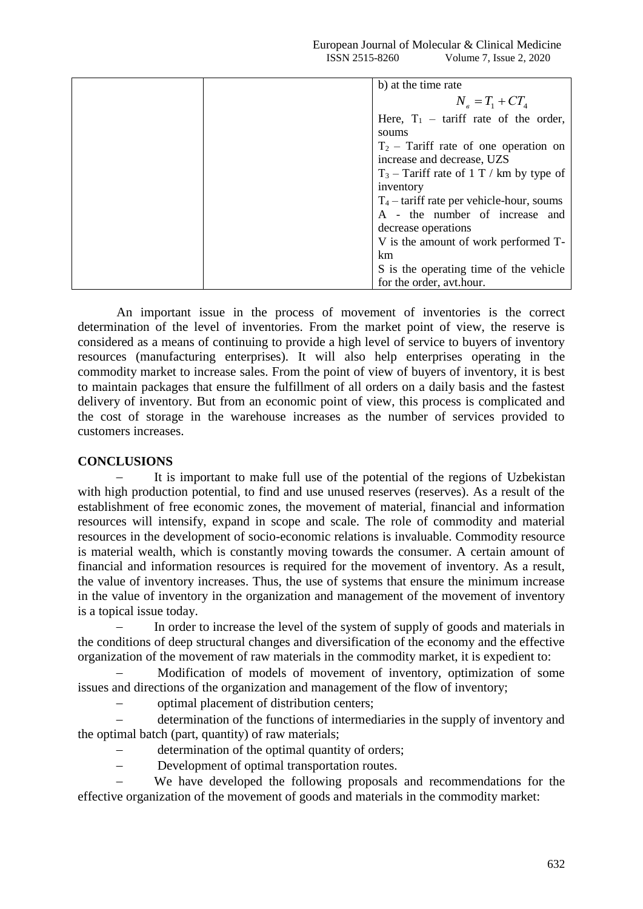|  |  | b) at the time rate $$N_{в} = T_1 + CT_4$$ Here, $T_1$ – tariff rate of the order, soums $T_2$ – Tariff rate of one operation on increase and decrease, UZS $T_3$ – Tariff rate of 1 T / km by type of inventory $T_4$ – tariff rate per vehicle-hour, soums A - the number of increase and decrease operations V is the amount of work performed T-km S is the operating time of the vehicle for the order, avt.hour. |
|---|---|---|

An important issue in the process of movement of inventories is the correct determination of the level of inventories. From the market point of view, the reserve is considered as a means of continuing to provide a high level of service to buyers of inventory resources (manufacturing enterprises). It will also help enterprises operating in the commodity market to increase sales. From the point of view of buyers of inventory, it is best to maintain packages that ensure the fulfillment of all orders on a daily basis and the fastest delivery of inventory. But from an economic point of view, this process is complicated and the cost of storage in the warehouse increases as the number of services provided to customers increases.

## CONCLUSIONS

– It is important to make full use of the potential of the regions of Uzbekistan with high production potential, to find and use unused reserves (reserves). As a result of the establishment of free economic zones, the movement of material, financial and information resources will intensify, expand in scope and scale. The role of commodity and material resources in the development of socio-economic relations is invaluable. Commodity resource is material wealth, which is constantly moving towards the consumer. A certain amount of financial and information resources is required for the movement of inventory. As a result, the value of inventory increases. Thus, the use of systems that ensure the minimum increase in the value of inventory in the organization and management of the movement of inventory is a topical issue today.

– In order to increase the level of the system of supply of goods and materials in the conditions of deep structural changes and diversification of the economy and the effective organization of the movement of raw materials in the commodity market, it is expedient to:

– Modification of models of movement of inventory, optimization of some issues and directions of the organization and management of the flow of inventory;

– optimal placement of distribution centers;

– determination of the functions of intermediaries in the supply of inventory and the optimal batch (part, quantity) of raw materials;

– determination of the optimal quantity of orders;

– Development of optimal transportation routes.

– We have developed the following proposals and recommendations for the effective organization of the movement of goods and materials in the commodity market: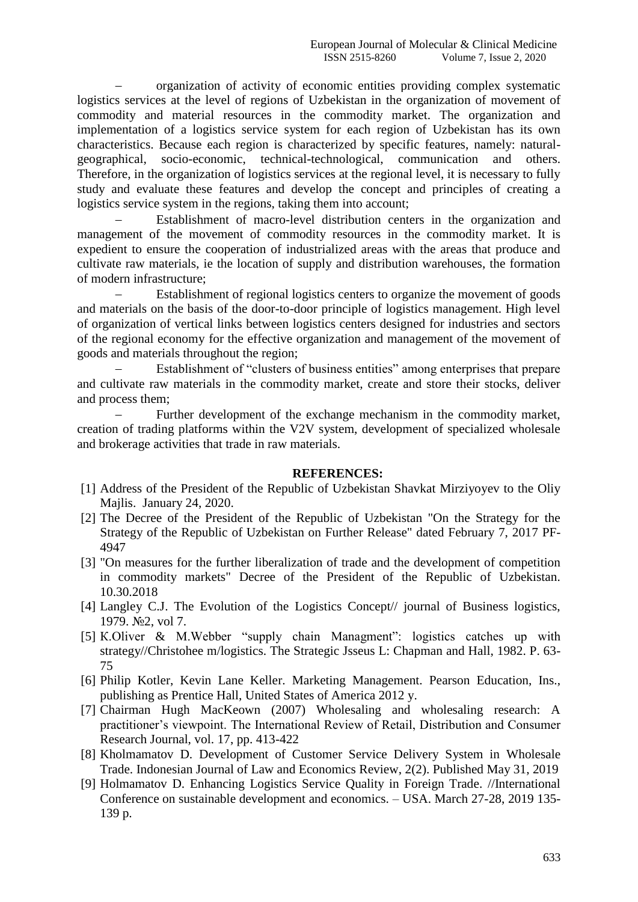– organization of activity of economic entities providing complex systematic logistics services at the level of regions of Uzbekistan in the organization of movement of commodity and material resources in the commodity market. The organization and implementation of a logistics service system for each region of Uzbekistan has its own characteristics. Because each region is characterized by specific features, namely: natural-geographical, socio-economic, technical-technological, communication and others. Therefore, in the organization of logistics services at the regional level, it is necessary to fully study and evaluate these features and develop the concept and principles of creating a logistics service system in the regions, taking them into account;

– Establishment of macro-level distribution centers in the organization and management of the movement of commodity resources in the commodity market. It is expedient to ensure the cooperation of industrialized areas with the areas that produce and cultivate raw materials, ie the location of supply and distribution warehouses, the formation of modern infrastructure;

– Establishment of regional logistics centers to organize the movement of goods and materials on the basis of the door-to-door principle of logistics management. High level of organization of vertical links between logistics centers designed for industries and sectors of the regional economy for the effective organization and management of the movement of goods and materials throughout the region;

– Establishment of "clusters of business entities" among enterprises that prepare and cultivate raw materials in the commodity market, create and store their stocks, deliver and process them;

– Further development of the exchange mechanism in the commodity market, creation of trading platforms within the V2V system, development of specialized wholesale and brokerage activities that trade in raw materials.

## REFERENCES:

[1] Address of the President of the Republic of Uzbekistan Shavkat Mirziyoyev to the Oliy Majlis. January 24, 2020.

[2] The Decree of the President of the Republic of Uzbekistan "On the Strategy for the Strategy of the Republic of Uzbekistan on Further Release" dated February 7, 2017 PF-4947

[3] "On measures for the further liberalization of trade and the development of competition in commodity markets" Decree of the President of the Republic of Uzbekistan. 10.30.2018

[4] Langley C.J. The Evolution of the Logistics Concept// journal of Business logistics, 1979. №2, vol 7.

[5] K.Oliver & M.Webber "supply chain Managment": logistics catches up with strategy//Christohee m/logistics. The Strategic Jsseus L: Chapman and Hall, 1982. P. 63-75

[6] Philip Kotler, Kevin Lane Keller. Marketing Management. Pearson Education, Ins., publishing as Prentice Hall, United States of America 2012 y.

[7] Chairman Hugh MacKeown (2007) Wholesaling and wholesaling research: A practitioner's viewpoint. The International Review of Retail, Distribution and Consumer Research Journal, vol. 17, pp. 413-422

[8] Kholmamatov D. Development of Customer Service Delivery System in Wholesale Trade. Indonesian Journal of Law and Economics Review, 2(2). Published May 31, 2019

[9] Holmamatov D. Enhancing Logistics Service Quality in Foreign Trade. //International Conference on sustainable development and economics. – USA. March 27-28, 2019 135-139 p.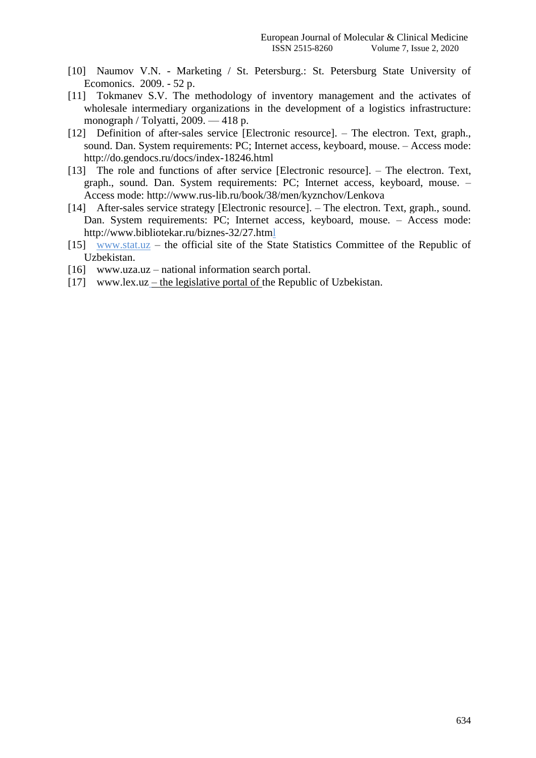[10] Naumov V.N. - Marketing / St. Petersburg.: St. Petersburg State University of Ecomonics. 2009. - 52 p.

[11] Tokmanev S.V. The methodology of inventory management and the activates of wholesale intermediary organizations in the development of a logistics infrastructure: monograph / Tolyatti, 2009. — 418 p.

[12] Definition of after-sales service [Electronic resource]. – The electron. Text, graph., sound. Dan. System requirements: PC; Internet access, keyboard, mouse. – Access mode: http://do.gendocs.ru/docs/index-18246.html

[13] The role and functions of after service [Electronic resource]. – The electron. Text, graph., sound. Dan. System requirements: PC; Internet access, keyboard, mouse. – Access mode: http://www.rus-lib.ru/book/38/men/kyznchov/Lenkova

[14] After-sales service strategy [Electronic resource]. – The electron. Text, graph., sound. Dan. System requirements: PC; Internet access, keyboard, mouse. – Access mode: http://www.bibliotekar.ru/biznes-32/27.html

[15] www.stat.uz – the official site of the State Statistics Committee of the Republic of Uzbekistan.

[16] www.uza.uz – national information search portal.

[17] www.lex.uz – the legislative portal of the Republic of Uzbekistan.